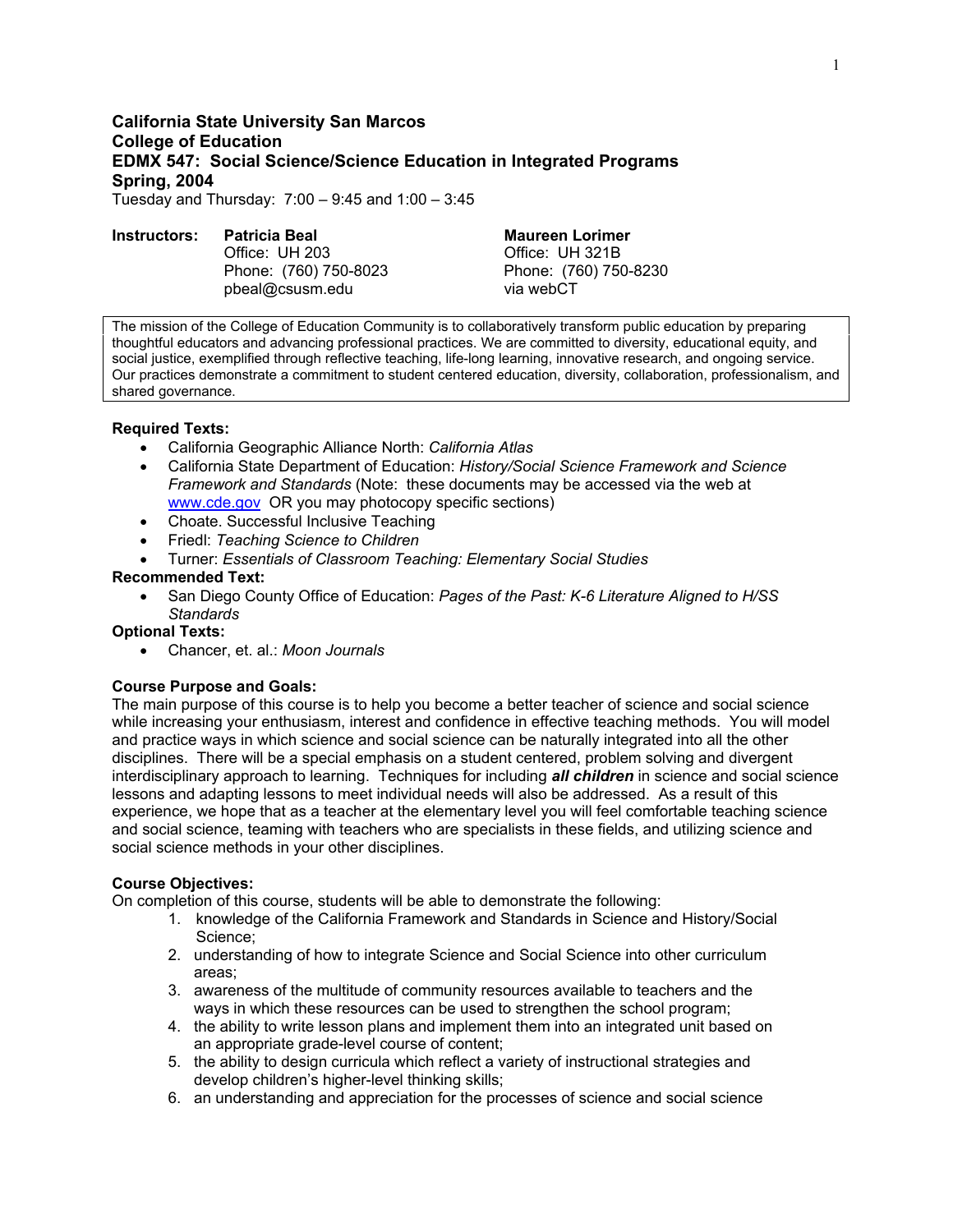# California State University San Marcos
## College of Education
## EDMX 547: Social Science/Science Education in Integrated Programs
## Spring, 2004

Tuesday and Thursday: 7:00 – 9:45 and 1:00 – 3:45

**Instructors:**

**Patricia Beal**
Office: UH 203
Phone: (760) 750-8023
pbeal@csusm.edu

**Maureen Lorimer**
Office: UH 321B
Phone: (760) 750-8230
via webCT

> The mission of the College of Education Community is to collaboratively transform public education by preparing thoughtful educators and advancing professional practices. We are committed to diversity, educational equity, and social justice, exemplified through reflective teaching, life-long learning, innovative research, and ongoing service. Our practices demonstrate a commitment to student centered education, diversity, collaboration, professionalism, and shared governance.

**Required Texts:**

- California Geographic Alliance North: *California Atlas*
- California State Department of Education: *History/Social Science Framework and Science Framework and Standards* (Note: these documents may be accessed via the web at www.cde.gov OR you may photocopy specific sections)
- Choate. Successful Inclusive Teaching
- Friedl: *Teaching Science to Children*
- Turner: *Essentials of Classroom Teaching: Elementary Social Studies*

**Recommended Text:**

- San Diego County Office of Education: *Pages of the Past: K-6 Literature Aligned to H/SS Standards*

**Optional Texts:**

- Chancer, et. al.: *Moon Journals*

**Course Purpose and Goals:**

The main purpose of this course is to help you become a better teacher of science and social science while increasing your enthusiasm, interest and confidence in effective teaching methods. You will model and practice ways in which science and social science can be naturally integrated into all the other disciplines. There will be a special emphasis on a student centered, problem solving and divergent interdisciplinary approach to learning. Techniques for including ***all children*** in science and social science lessons and adapting lessons to meet individual needs will also be addressed. As a result of this experience, we hope that as a teacher at the elementary level you will feel comfortable teaching science and social science, teaming with teachers who are specialists in these fields, and utilizing science and social science methods in your other disciplines.

**Course Objectives:**

On completion of this course, students will be able to demonstrate the following:

1. knowledge of the California Framework and Standards in Science and History/Social Science;
2. understanding of how to integrate Science and Social Science into other curriculum areas;
3. awareness of the multitude of community resources available to teachers and the ways in which these resources can be used to strengthen the school program;
4. the ability to write lesson plans and implement them into an integrated unit based on an appropriate grade-level course of content;
5. the ability to design curricula which reflect a variety of instructional strategies and develop children's higher-level thinking skills;
6. an understanding and appreciation for the processes of science and social science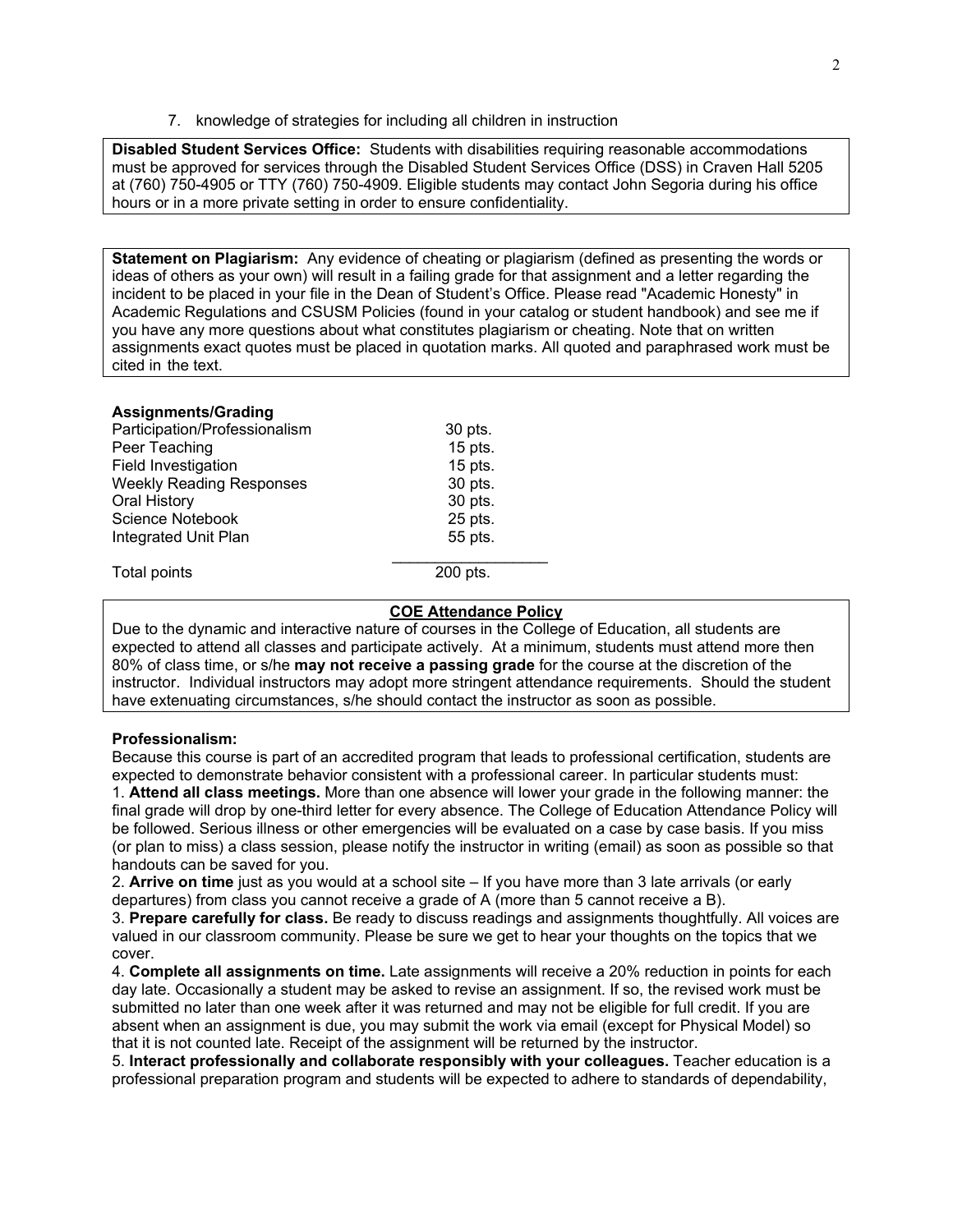7. knowledge of strategies for including all children in instruction

**Disabled Student Services Office:** Students with disabilities requiring reasonable accommodations must be approved for services through the Disabled Student Services Office (DSS) in Craven Hall 5205 at (760) 750-4905 or TTY (760) 750-4909. Eligible students may contact John Segoria during his office hours or in a more private setting in order to ensure confidentiality.

**Statement on Plagiarism:** Any evidence of cheating or plagiarism (defined as presenting the words or ideas of others as your own) will result in a failing grade for that assignment and a letter regarding the incident to be placed in your file in the Dean of Student's Office. Please read "Academic Honesty" in Academic Regulations and CSUSM Policies (found in your catalog or student handbook) and see me if you have any more questions about what constitutes plagiarism or cheating. Note that on written assignments exact quotes must be placed in quotation marks. All quoted and paraphrased work must be cited in the text.

**Assignments/Grading**

| | |
|---|---|
| Participation/Professionalism | 30 pts. |
| Peer Teaching | 15 pts. |
| Field Investigation | 15 pts. |
| Weekly Reading Responses | 30 pts. |
| Oral History | 30 pts. |
| Science Notebook | 25 pts. |
| Integrated Unit Plan | 55 pts. |
| Total points | 200 pts. |

**COE Attendance Policy**

Due to the dynamic and interactive nature of courses in the College of Education, all students are expected to attend all classes and participate actively. At a minimum, students must attend more then 80% of class time, or s/he **may not receive a passing grade** for the course at the discretion of the instructor. Individual instructors may adopt more stringent attendance requirements. Should the student have extenuating circumstances, s/he should contact the instructor as soon as possible.

**Professionalism:**

Because this course is part of an accredited program that leads to professional certification, students are expected to demonstrate behavior consistent with a professional career. In particular students must:

1. **Attend all class meetings.** More than one absence will lower your grade in the following manner: the final grade will drop by one-third letter for every absence. The College of Education Attendance Policy will be followed. Serious illness or other emergencies will be evaluated on a case by case basis. If you miss (or plan to miss) a class session, please notify the instructor in writing (email) as soon as possible so that handouts can be saved for you.
2. **Arrive on time** just as you would at a school site – If you have more than 3 late arrivals (or early departures) from class you cannot receive a grade of A (more than 5 cannot receive a B).
3. **Prepare carefully for class.** Be ready to discuss readings and assignments thoughtfully. All voices are valued in our classroom community. Please be sure we get to hear your thoughts on the topics that we cover.
4. **Complete all assignments on time.** Late assignments will receive a 20% reduction in points for each day late. Occasionally a student may be asked to revise an assignment. If so, the revised work must be submitted no later than one week after it was returned and may not be eligible for full credit. If you are absent when an assignment is due, you may submit the work via email (except for Physical Model) so that it is not counted late. Receipt of the assignment will be returned by the instructor.
5. **Interact professionally and collaborate responsibly with your colleagues.** Teacher education is a professional preparation program and students will be expected to adhere to standards of dependability,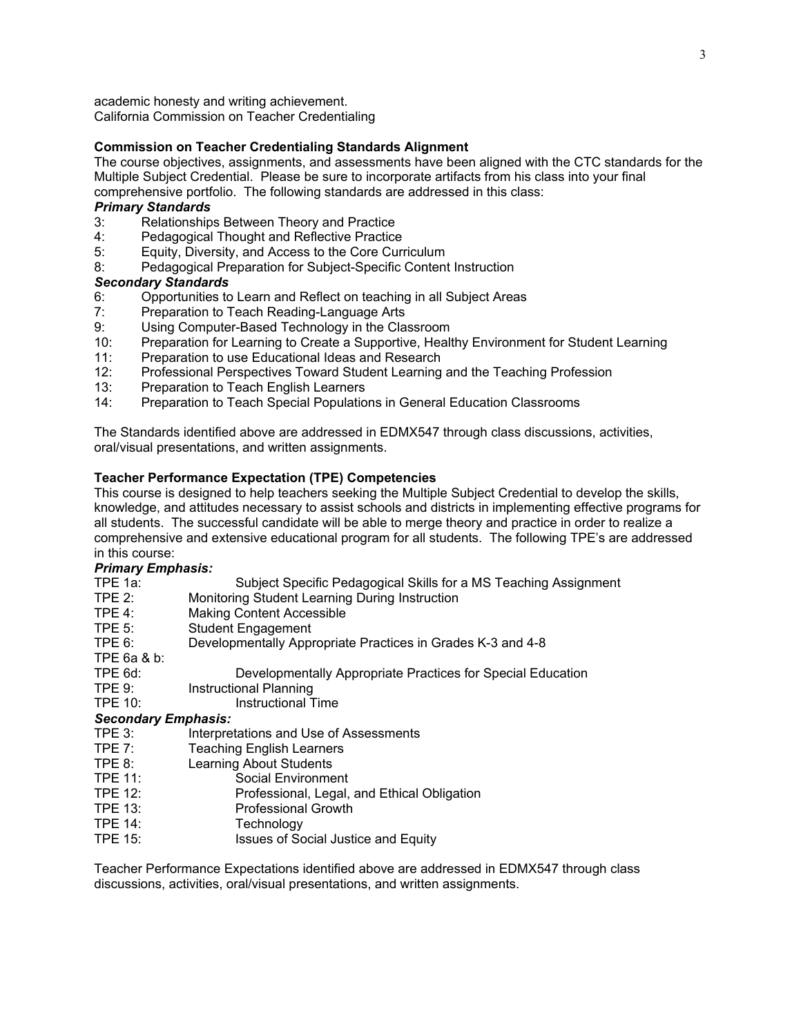academic honesty and writing achievement.
California Commission on Teacher Credentialing

**Commission on Teacher Credentialing Standards Alignment**

The course objectives, assignments, and assessments have been aligned with the CTC standards for the Multiple Subject Credential. Please be sure to incorporate artifacts from his class into your final comprehensive portfolio. The following standards are addressed in this class:

***Primary Standards***

3: Relationships Between Theory and Practice
4: Pedagogical Thought and Reflective Practice
5: Equity, Diversity, and Access to the Core Curriculum
8: Pedagogical Preparation for Subject-Specific Content Instruction

***Secondary Standards***

6: Opportunities to Learn and Reflect on teaching in all Subject Areas
7: Preparation to Teach Reading-Language Arts
9: Using Computer-Based Technology in the Classroom
10: Preparation for Learning to Create a Supportive, Healthy Environment for Student Learning
11: Preparation to use Educational Ideas and Research
12: Professional Perspectives Toward Student Learning and the Teaching Profession
13: Preparation to Teach English Learners
14: Preparation to Teach Special Populations in General Education Classrooms

The Standards identified above are addressed in EDMX547 through class discussions, activities, oral/visual presentations, and written assignments.

**Teacher Performance Expectation (TPE) Competencies**

This course is designed to help teachers seeking the Multiple Subject Credential to develop the skills, knowledge, and attitudes necessary to assist schools and districts in implementing effective programs for all students. The successful candidate will be able to merge theory and practice in order to realize a comprehensive and extensive educational program for all students. The following TPE's are addressed in this course:

***Primary Emphasis:***

TPE 1a: Subject Specific Pedagogical Skills for a MS Teaching Assignment
TPE 2: Monitoring Student Learning During Instruction
TPE 4: Making Content Accessible
TPE 5: Student Engagement
TPE 6: Developmentally Appropriate Practices in Grades K-3 and 4-8
TPE 6a & b:
TPE 6d: Developmentally Appropriate Practices for Special Education
TPE 9: Instructional Planning
TPE 10: Instructional Time

***Secondary Emphasis:***

TPE 3: Interpretations and Use of Assessments
TPE 7: Teaching English Learners
TPE 8: Learning About Students
TPE 11: Social Environment
TPE 12: Professional, Legal, and Ethical Obligation
TPE 13: Professional Growth
TPE 14: Technology
TPE 15: Issues of Social Justice and Equity

Teacher Performance Expectations identified above are addressed in EDMX547 through class discussions, activities, oral/visual presentations, and written assignments.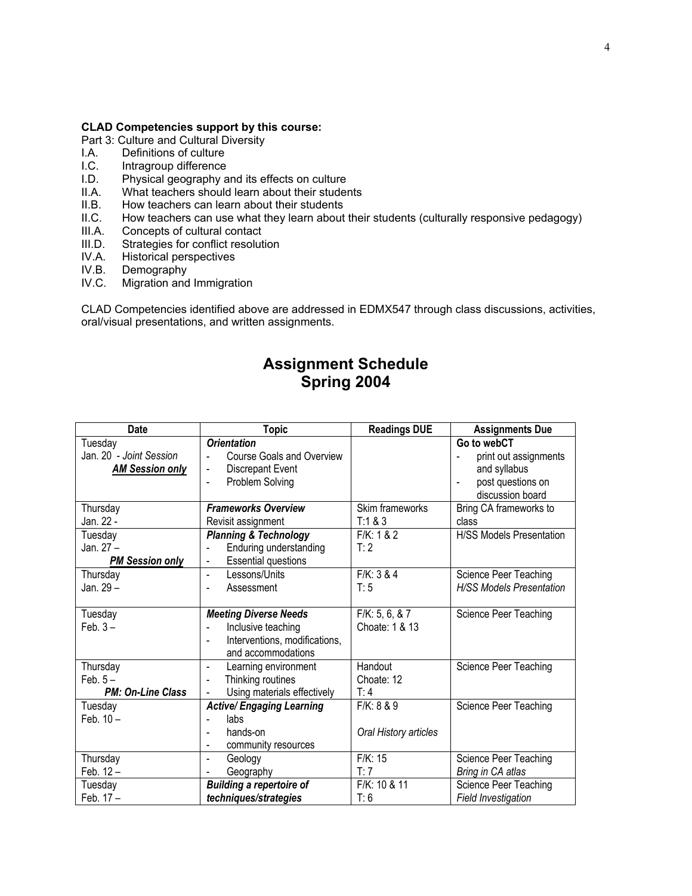**CLAD Competencies support by this course:**

Part 3: Culture and Cultural Diversity

I.A. Definitions of culture
I.C. Intragroup difference
I.D. Physical geography and its effects on culture
II.A. What teachers should learn about their students
II.B. How teachers can learn about their students
II.C. How teachers can use what they learn about their students (culturally responsive pedagogy)
III.A. Concepts of cultural contact
III.D. Strategies for conflict resolution
IV.A. Historical perspectives
IV.B. Demography
IV.C. Migration and Immigration

CLAD Competencies identified above are addressed in EDMX547 through class discussions, activities, oral/visual presentations, and written assignments.

## Assignment Schedule
## Spring 2004

| Date | Topic | Readings DUE | Assignments Due |
|---|---|---|---|
| Tuesday<br>Jan. 20 - *Joint Session*<br>***AM Session only*** | ***Orientation***<br>- Course Goals and Overview<br>- Discrepant Event<br>- Problem Solving | | **Go to webCT**<br>- print out assignments and syllabus<br>- post questions on discussion board |
| Thursday<br>Jan. 22 - | ***Frameworks Overview***<br>Revisit assignment | Skim frameworks<br>T:1 & 3 | Bring CA frameworks to class |
| Tuesday<br>Jan. 27 –<br>***PM Session only*** | ***Planning & Technology***<br>- Enduring understanding<br>- Essential questions | F/K: 1 & 2<br>T: 2 | H/SS Models Presentation |
| Thursday<br>Jan. 29 – | - Lessons/Units<br>- Assessment | F/K: 3 & 4<br>T: 5 | Science Peer Teaching<br>*H/SS Models Presentation* |
| Tuesday<br>Feb. 3 – | ***Meeting Diverse Needs***<br>- Inclusive teaching<br>- Interventions, modifications, and accommodations | F/K: 5, 6, & 7<br>Choate: 1 & 13 | Science Peer Teaching |
| Thursday<br>Feb. 5 –<br>***PM: On-Line Class*** | - Learning environment<br>- Thinking routines<br>- Using materials effectively | Handout<br>Choate: 12<br>T: 4 | Science Peer Teaching |
| Tuesday<br>Feb. 10 – | ***Active/ Engaging Learning***<br>- labs<br>- hands-on<br>- community resources | F/K: 8 & 9<br><br>*Oral History articles* | Science Peer Teaching |
| Thursday<br>Feb. 12 – | - Geology<br>- Geography | F/K: 15<br>T: 7 | Science Peer Teaching<br>*Bring in CA atlas* |
| Tuesday<br>Feb. 17 – | ***Building a repertoire of techniques/strategies*** | F/K: 10 & 11<br>T: 6 | Science Peer Teaching<br>*Field Investigation* |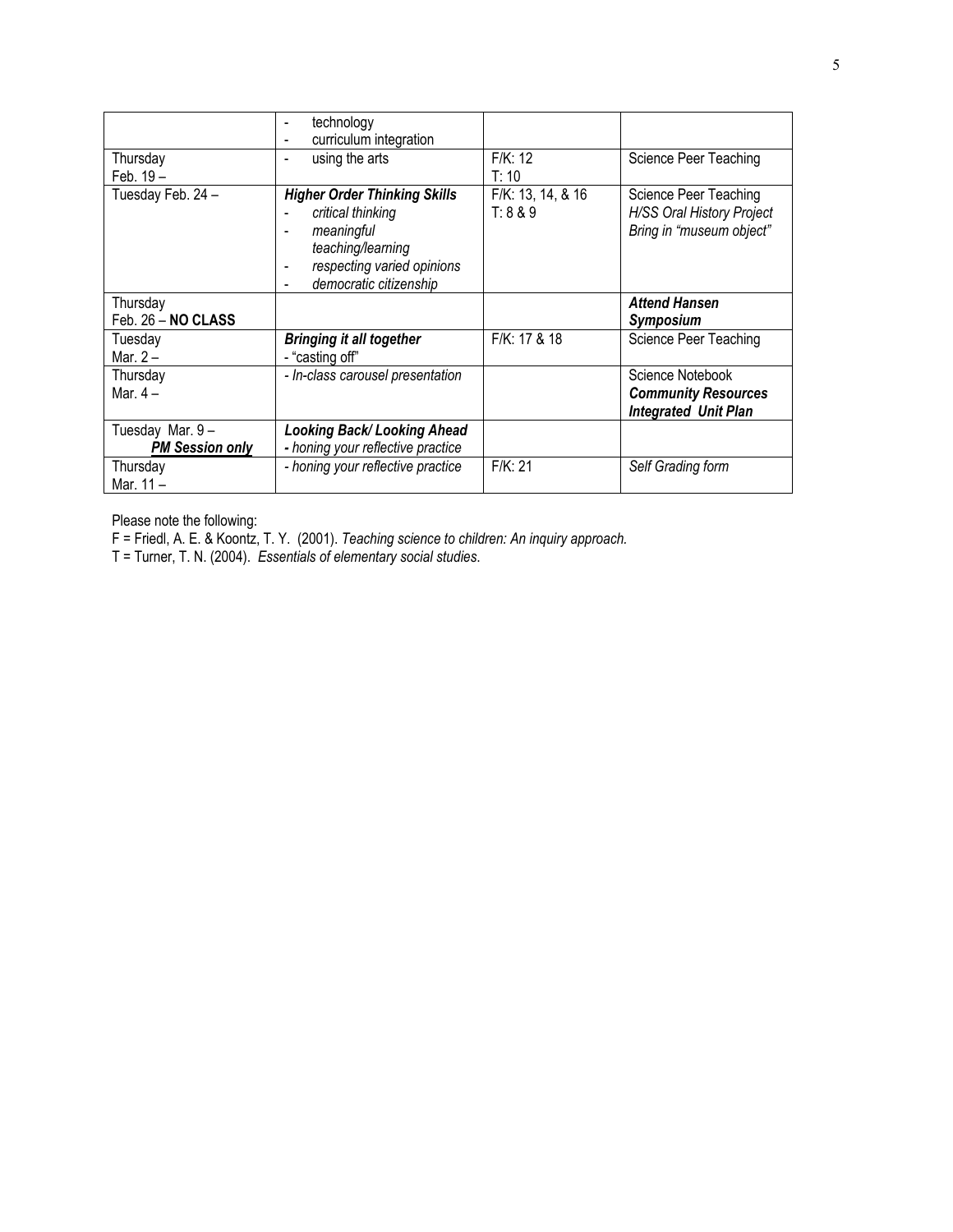| | | | |
|---|---|---|---|
| | - technology<br>- curriculum integration | | |
| Thursday<br>Feb. 19 – | - using the arts | F/K: 12<br>T: 10 | Science Peer Teaching |
| Tuesday Feb. 24 – | ***Higher Order Thinking Skills***<br>- *critical thinking*<br>- *meaningful teaching/learning*<br>- *respecting varied opinions*<br>- *democratic citizenship* | F/K: 13, 14, & 16<br>T: 8 & 9 | Science Peer Teaching<br>*H/SS Oral History Project*<br>*Bring in "museum object"* |
| Thursday<br>Feb. 26 – **NO CLASS** | | | ***Attend Hansen Symposium*** |
| Tuesday<br>Mar. 2 – | ***Bringing it all together***<br>- "casting off" | F/K: 17 & 18 | Science Peer Teaching |
| Thursday<br>Mar. 4 – | *- In-class carousel presentation* | | Science Notebook<br>***Community Resources***<br>***Integrated Unit Plan*** |
| Tuesday Mar. 9 –<br>***PM Session only*** | ***Looking Back/ Looking Ahead***<br>*- honing your reflective practice* | | |
| Thursday<br>Mar. 11 – | *- honing your reflective practice* | F/K: 21 | *Self Grading form* |

Please note the following:

F = Friedl, A. E. & Koontz, T. Y. (2001). *Teaching science to children: An inquiry approach.*

T = Turner, T. N. (2004). *Essentials of elementary social studies.*